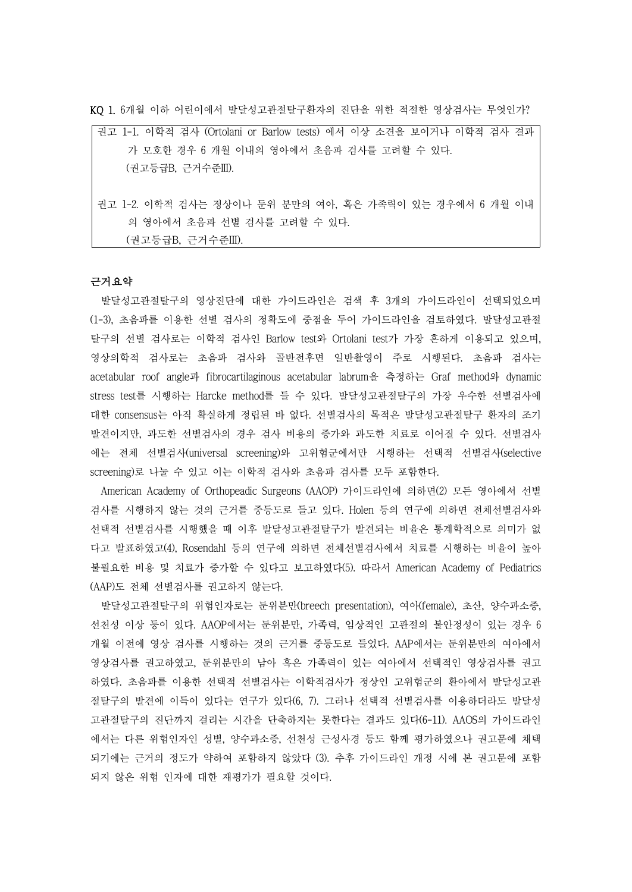**KQ 1.** 6개월 이하 어린이에서 발달성고관절탈구환자의 진단을 위한 적절한 영상검사는 무엇인가?

> 권고 1-1. 이학적 검사 (Ortolani or Barlow tests) 에서 이상 소견을 보이거나 이학적 검사 결과가 모호한 경우 6 개월 이내의 영아에서 초음파 검사를 고려할 수 있다.
> (권고등급B, 근거수준III).
>
> 권고 1-2. 이학적 검사는 정상이나 둔위 분만의 여아, 혹은 가족력이 있는 경우에서 6 개월 이내의 영아에서 초음파 선별 검사를 고려할 수 있다.
> (권고등급B, 근거수준III).

## 근거요약

발달성고관절탈구의 영상진단에 대한 가이드라인은 검색 후 3개의 가이드라인이 선택되었으며(1-3), 초음파를 이용한 선별 검사의 정확도에 중점을 두어 가이드라인을 검토하였다. 발달성고관절탈구의 선별 검사로는 이학적 검사인 Barlow test와 Ortolani test가 가장 흔하게 이용되고 있으며, 영상의학적 검사로는 초음파 검사와 골반전후면 일반촬영이 주로 시행된다. 초음파 검사는 acetabular roof angle과 fibrocartilaginous acetabular labrum을 측정하는 Graf method와 dynamic stress test를 시행하는 Harcke method를 들 수 있다. 발달성고관절탈구의 가장 우수한 선별검사에 대한 consensus는 아직 확실하게 정립된 바 없다. 선별검사의 목적은 발달성고관절탈구 환자의 조기 발견이지만, 과도한 선별검사의 경우 검사 비용의 증가와 과도한 치료로 이어질 수 있다. 선별검사에는 전체 선별검사(universal screening)와 고위험군에서만 시행하는 선택적 선별검사(selective screening)로 나눌 수 있고 이는 이학적 검사와 초음파 검사를 모두 포함한다.

American Academy of Orthopeadic Surgeons (AAOP) 가이드라인에 의하면(2) 모든 영아에서 선별검사를 시행하지 않는 것의 근거를 중등도로 들고 있다. Holen 등의 연구에 의하면 전체선별검사와 선택적 선별검사를 시행했을 때 이후 발달성고관절탈구가 발견되는 비율은 통계학적으로 의미가 없다고 발표하였고(4), Rosendahl 등의 연구에 의하면 전체선별검사에서 치료를 시행하는 비율이 높아 불필요한 비용 및 치료가 증가할 수 있다고 보고하였다(5). 따라서 American Academy of Pediatrics (AAP)도 전체 선별검사를 권고하지 않는다.

발달성고관절탈구의 위험인자로는 둔위분만(breech presentation), 여아(female), 초산, 양수과소증, 선천성 이상 등이 있다. AAOP에서는 둔위분만, 가족력, 임상적인 고관절의 불안정성이 있는 경우 6개월 이전에 영상 검사를 시행하는 것의 근거를 중등도로 들었다. AAP에서는 둔위분만의 여아에서 영상검사를 권고하였고, 둔위분만의 남아 혹은 가족력이 있는 여아에서 선택적인 영상검사를 권고하였다. 초음파를 이용한 선택적 선별검사는 이학적검사가 정상인 고위험군의 환아에서 발달성고관절탈구의 발견에 이득이 있다는 연구가 있다(6, 7). 그러나 선택적 선별검사를 이용하더라도 발달성고관절탈구의 진단까지 걸리는 시간을 단축하지는 못한다는 결과도 있다(6-11). AAOS의 가이드라인에서는 다른 위험인자인 성별, 양수과소증, 선천성 근성사경 등도 함께 평가하였으나 권고문에 채택되기에는 근거의 정도가 약하여 포함하지 않았다 (3). 추후 가이드라인 개정 시에 본 권고문에 포함되지 않은 위험 인자에 대한 재평가가 필요할 것이다.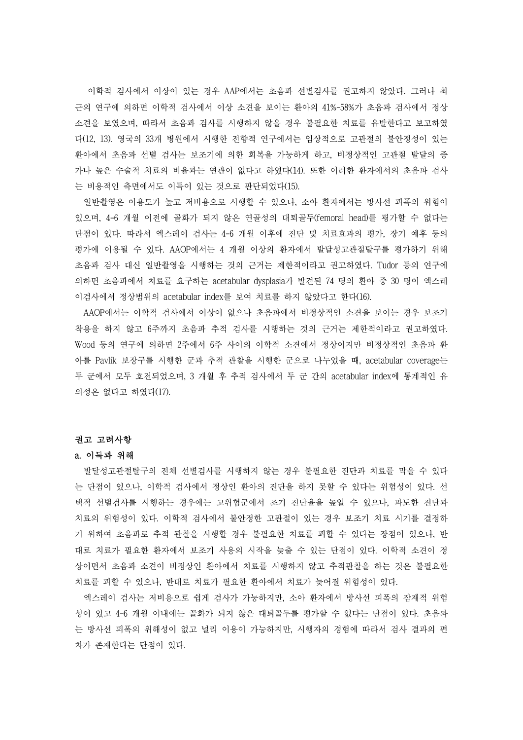이학적 검사에서 이상이 있는 경우 AAP에서는 초음파 선별검사를 권고하지 않았다. 그러나 최근의 연구에 의하면 이학적 검사에서 이상 소견을 보이는 환아의 41%-58%가 초음파 검사에서 정상 소견을 보였으며, 따라서 초음파 검사를 시행하지 않을 경우 불필요한 치료를 유발한다고 보고하였다(12, 13). 영국의 33개 병원에서 시행한 전향적 연구에서는 임상적으로 고관절의 불안정성이 있는 환아에서 초음파 선별 검사는 보조기에 의한 회복을 가능하게 하고, 비정상적인 고관절 발달의 증가나 높은 수술적 치료의 비율과는 연관이 없다고 하였다(14). 또한 이러한 환자에서의 초음파 검사는 비용적인 측면에서도 이득이 있는 것으로 판단되었다(15).

일반촬영은 이용도가 높고 저비용으로 시행할 수 있으나, 소아 환자에서는 방사선 피폭의 위험이 있으며, 4-6 개월 이전에 골화가 되지 않은 연골성의 대퇴골두(femoral head)를 평가할 수 없다는 단점이 있다. 따라서 엑스레이 검사는 4-6 개월 이후에 진단 및 치료효과의 평가, 장기 예후 등의 평가에 이용될 수 있다. AAOP에서는 4 개월 이상의 환자에서 발달성고관절탈구를 평가하기 위해 초음파 검사 대신 일반촬영을 시행하는 것의 근거는 제한적이라고 권고하였다. Tudor 등의 연구에 의하면 초음파에서 치료를 요구하는 acetabular dysplasia가 발견된 74 명의 환아 중 30 명이 엑스레이검사에서 정상범위의 acetabular index를 보여 치료를 하지 않았다고 한다(16).

AAOP에서는 이학적 검사에서 이상이 없으나 초음파에서 비정상적인 소견을 보이는 경우 보조기 착용을 하지 않고 6주까지 초음파 추적 검사를 시행하는 것의 근거는 제한적이라고 권고하였다. Wood 등의 연구에 의하면 2주에서 6주 사이의 이학적 소견에서 정상이지만 비정상적인 초음파 환아를 Pavlik 보장구를 시행한 군과 추적 관찰을 시행한 군으로 나누었을 때, acetabular coverage는 두 군에서 모두 호전되었으며, 3 개월 후 추적 검사에서 두 군 간의 acetabular index에 통계적인 유의성은 없다고 하였다(17).

**권고 고려사항**

**a. 이득과 위해**

발달성고관절탈구의 전체 선별검사를 시행하지 않는 경우 불필요한 진단과 치료를 막을 수 있다는 단점이 있으나, 이학적 검사에서 정상인 환아의 진단을 하지 못할 수 있다는 위험성이 있다. 선택적 선별검사를 시행하는 경우에는 고위험군에서 조기 진단율을 높일 수 있으나, 과도한 진단과 치료의 위험성이 있다. 이학적 검사에서 불안정한 고관절이 있는 경우 보조기 치료 시기를 결정하기 위하여 초음파로 추적 관찰을 시행할 경우 불필요한 치료를 피할 수 있다는 장점이 있으나, 반대로 치료가 필요한 환자에서 보조기 사용의 시작을 늦출 수 있는 단점이 있다. 이학적 소견이 정상이면서 초음파 소견이 비정상인 환아에서 치료를 시행하지 않고 추적관찰을 하는 것은 불필요한 치료를 피할 수 있으나, 반대로 치료가 필요한 환아에서 치료가 늦어질 위험성이 있다.

엑스레이 검사는 저비용으로 쉽게 검사가 가능하지만, 소아 환자에서 방사선 피폭의 잠재적 위험성이 있고 4-6 개월 이내에는 골화가 되지 않은 대퇴골두를 평가할 수 없다는 단점이 있다. 초음파는 방사선 피폭의 위해성이 없고 널리 이용이 가능하지만, 시행자의 경험에 따라서 검사 결과의 편차가 존재한다는 단점이 있다.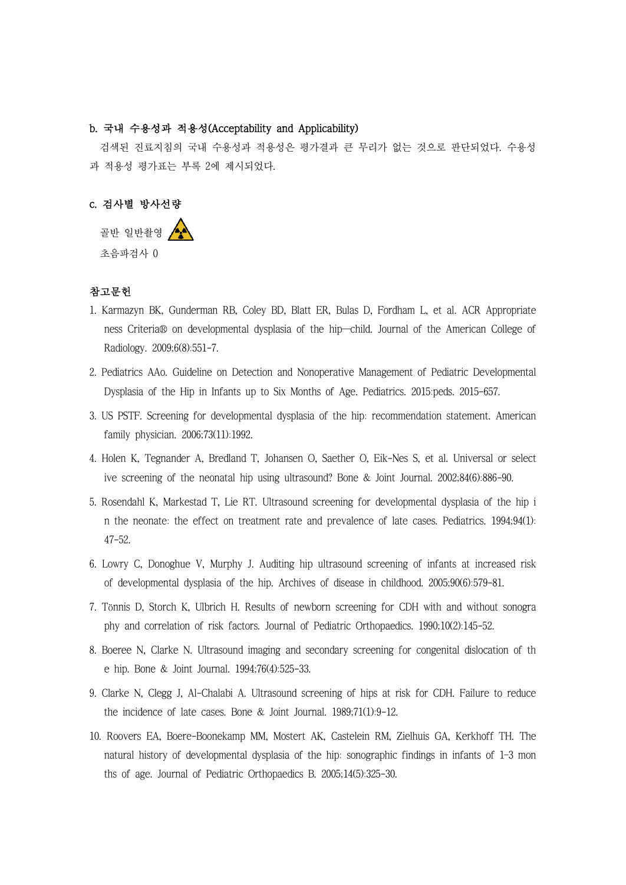### b. 국내 수용성과 적용성(Acceptability and Applicability)

검색된 진료지침의 국내 수용성과 적용성은 평가결과 큰 무리가 없는 것으로 판단되었다. 수용성과 적용성 평가표는 부록 2에 제시되었다.

### c. 검사별 방사선량

골반 일반촬영 ☢

초음파검사 0

### 참고문헌

1. Karmazyn BK, Gunderman RB, Coley BD, Blatt ER, Bulas D, Fordham L, et al. ACR Appropriateness Criteria® on developmental dysplasia of the hip—child. Journal of the American College of Radiology. 2009;6(8):551-7.
2. Pediatrics AAo. Guideline on Detection and Nonoperative Management of Pediatric Developmental Dysplasia of the Hip in Infants up to Six Months of Age. Pediatrics. 2015:peds. 2015-657.
3. US PSTF. Screening for developmental dysplasia of the hip: recommendation statement. American family physician. 2006;73(11):1992.
4. Holen K, Tegnander A, Bredland T, Johansen O, Saether O, Eik-Nes S, et al. Universal or selective screening of the neonatal hip using ultrasound? Bone & Joint Journal. 2002;84(6):886-90.
5. Rosendahl K, Markestad T, Lie RT. Ultrasound screening for developmental dysplasia of the hip in the neonate: the effect on treatment rate and prevalence of late cases. Pediatrics. 1994;94(1):47-52.
6. Lowry C, Donoghue V, Murphy J. Auditing hip ultrasound screening of infants at increased risk of developmental dysplasia of the hip. Archives of disease in childhood. 2005;90(6):579-81.
7. Tönnis D, Storch K, Ulbrich H. Results of newborn screening for CDH with and without sonography and correlation of risk factors. Journal of Pediatric Orthopaedics. 1990;10(2):145-52.
8. Boeree N, Clarke N. Ultrasound imaging and secondary screening for congenital dislocation of the hip. Bone & Joint Journal. 1994;76(4):525-33.
9. Clarke N, Clegg J, Al-Chalabi A. Ultrasound screening of hips at risk for CDH. Failure to reduce the incidence of late cases. Bone & Joint Journal. 1989;71(1):9-12.
10. Roovers EA, Boere-Boonekamp MM, Mostert AK, Castelein RM, Zielhuis GA, Kerkhoff TH. The natural history of developmental dysplasia of the hip: sonographic findings in infants of 1-3 months of age. Journal of Pediatric Orthopaedics B. 2005;14(5):325-30.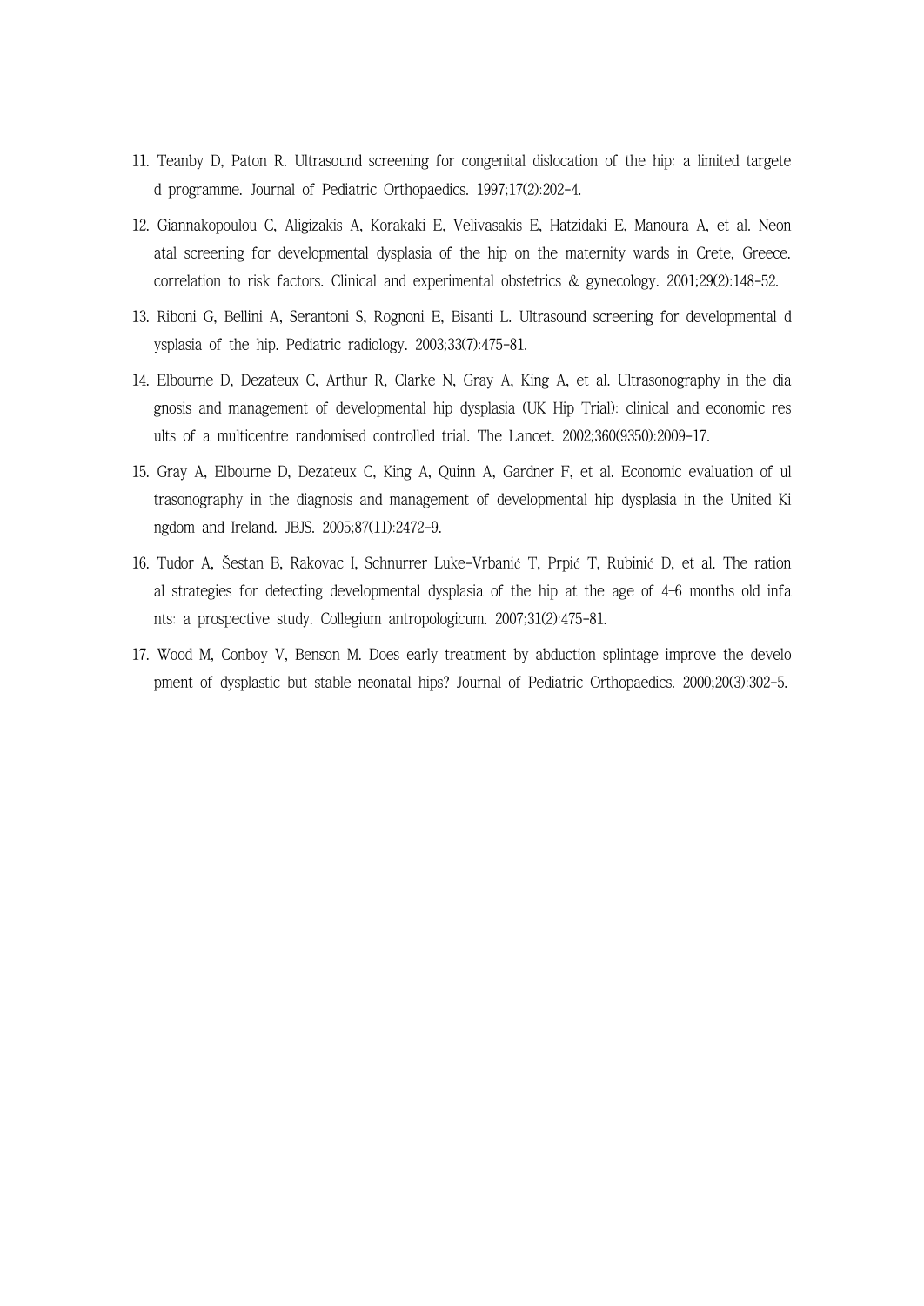11. Teanby D, Paton R. Ultrasound screening for congenital dislocation of the hip: a limited targeted programme. Journal of Pediatric Orthopaedics. 1997;17(2):202-4.
12. Giannakopoulou C, Aligizakis A, Korakaki E, Velivasakis E, Hatzidaki E, Manoura A, et al. Neonatal screening for developmental dysplasia of the hip on the maternity wards in Crete, Greece. correlation to risk factors. Clinical and experimental obstetrics & gynecology. 2001;29(2):148-52.
13. Riboni G, Bellini A, Serantoni S, Rognoni E, Bisanti L. Ultrasound screening for developmental dysplasia of the hip. Pediatric radiology. 2003;33(7):475-81.
14. Elbourne D, Dezateux C, Arthur R, Clarke N, Gray A, King A, et al. Ultrasonography in the diagnosis and management of developmental hip dysplasia (UK Hip Trial): clinical and economic results of a multicentre randomised controlled trial. The Lancet. 2002;360(9350):2009-17.
15. Gray A, Elbourne D, Dezateux C, King A, Quinn A, Gardner F, et al. Economic evaluation of ultrasonography in the diagnosis and management of developmental hip dysplasia in the United Kingdom and Ireland. JBJS. 2005;87(11):2472-9.
16. Tudor A, Šestan B, Rakovac I, Schnurrer Luke-Vrbanić T, Prpić T, Rubinić D, et al. The rational strategies for detecting developmental dysplasia of the hip at the age of 4-6 months old infants: a prospective study. Collegium antropologicum. 2007;31(2):475-81.
17. Wood M, Conboy V, Benson M. Does early treatment by abduction splintage improve the development of dysplastic but stable neonatal hips? Journal of Pediatric Orthopaedics. 2000;20(3):302-5.